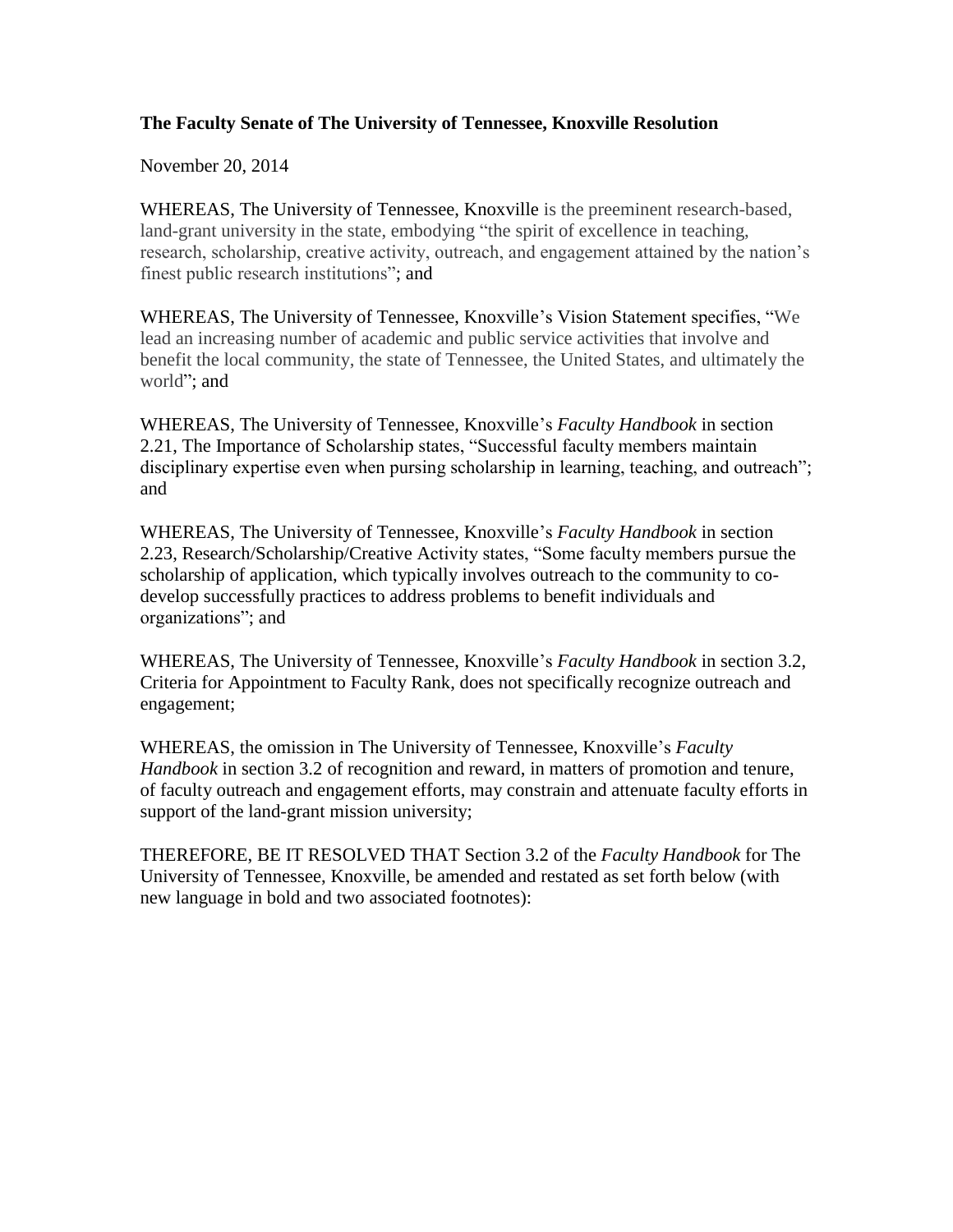**The Faculty Senate of The University of Tennessee, Knoxville Resolution**

November 20, 2014

WHEREAS, The University of Tennessee, Knoxville is the preeminent research-based, land-grant university in the state, embodying "the spirit of excellence in teaching, research, scholarship, creative activity, outreach, and engagement attained by the nation's finest public research institutions"; and

WHEREAS, The University of Tennessee, Knoxville's Vision Statement specifies, "We lead an increasing number of academic and public service activities that involve and benefit the local community, the state of Tennessee, the United States, and ultimately the world"; and

WHEREAS, The University of Tennessee, Knoxville's *Faculty Handbook* in section 2.21, The Importance of Scholarship states, "Successful faculty members maintain disciplinary expertise even when pursing scholarship in learning, teaching, and outreach"; and

WHEREAS, The University of Tennessee, Knoxville's *Faculty Handbook* in section 2.23, Research/Scholarship/Creative Activity states, "Some faculty members pursue the scholarship of application, which typically involves outreach to the community to co-develop successfully practices to address problems to benefit individuals and organizations"; and

WHEREAS, The University of Tennessee, Knoxville's *Faculty Handbook* in section 3.2, Criteria for Appointment to Faculty Rank, does not specifically recognize outreach and engagement;

WHEREAS, the omission in The University of Tennessee, Knoxville's *Faculty Handbook* in section 3.2 of recognition and reward, in matters of promotion and tenure, of faculty outreach and engagement efforts, may constrain and attenuate faculty efforts in support of the land-grant mission university;

THEREFORE, BE IT RESOLVED THAT Section 3.2 of the *Faculty Handbook* for The University of Tennessee, Knoxville, be amended and restated as set forth below (with new language in bold and two associated footnotes):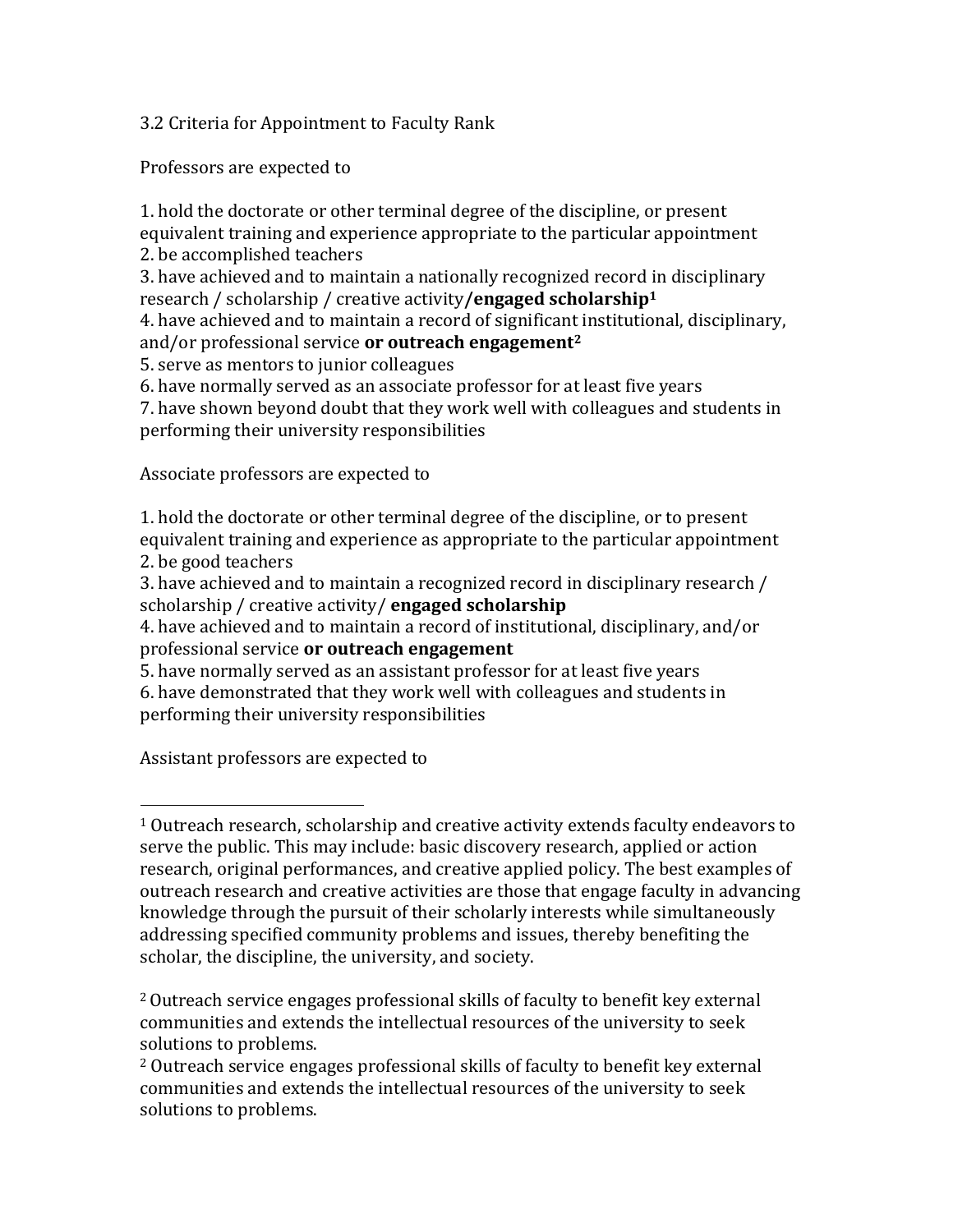3.2 Criteria for Appointment to Faculty Rank

Professors are expected to

1. hold the doctorate or other terminal degree of the discipline, or present equivalent training and experience appropriate to the particular appointment
2. be accomplished teachers
3. have achieved and to maintain a nationally recognized record in disciplinary research / scholarship / creative activity**/engaged scholarship**[1]
4. have achieved and to maintain a record of significant institutional, disciplinary, and/or professional service **or outreach engagement**[2]
5. serve as mentors to junior colleagues
6. have normally served as an associate professor for at least five years
7. have shown beyond doubt that they work well with colleagues and students in performing their university responsibilities

Associate professors are expected to

1. hold the doctorate or other terminal degree of the discipline, or to present equivalent training and experience as appropriate to the particular appointment
2. be good teachers
3. have achieved and to maintain a recognized record in disciplinary research / scholarship / creative activity/ **engaged scholarship**
4. have achieved and to maintain a record of institutional, disciplinary, and/or professional service **or outreach engagement**
5. have normally served as an assistant professor for at least five years
6. have demonstrated that they work well with colleagues and students in performing their university responsibilities

Assistant professors are expected to

---

[1] Outreach research, scholarship and creative activity extends faculty endeavors to serve the public. This may include: basic discovery research, applied or action research, original performances, and creative applied policy. The best examples of outreach research and creative activities are those that engage faculty in advancing knowledge through the pursuit of their scholarly interests while simultaneously addressing specified community problems and issues, thereby benefiting the scholar, the discipline, the university, and society.

[2] Outreach service engages professional skills of faculty to benefit key external communities and extends the intellectual resources of the university to seek solutions to problems.

[2] Outreach service engages professional skills of faculty to benefit key external communities and extends the intellectual resources of the university to seek solutions to problems.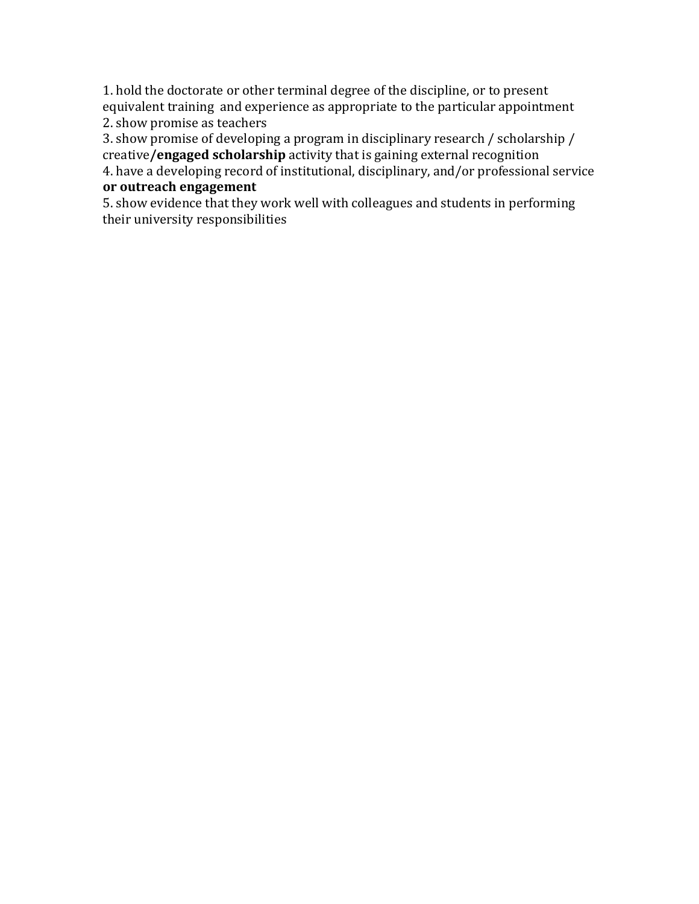1. hold the doctorate or other terminal degree of the discipline, or to present equivalent training and experience as appropriate to the particular appointment
2. show promise as teachers
3. show promise of developing a program in disciplinary research / scholarship / creative**/engaged scholarship** activity that is gaining external recognition
4. have a developing record of institutional, disciplinary, and/or professional service **or outreach engagement**
5. show evidence that they work well with colleagues and students in performing their university responsibilities